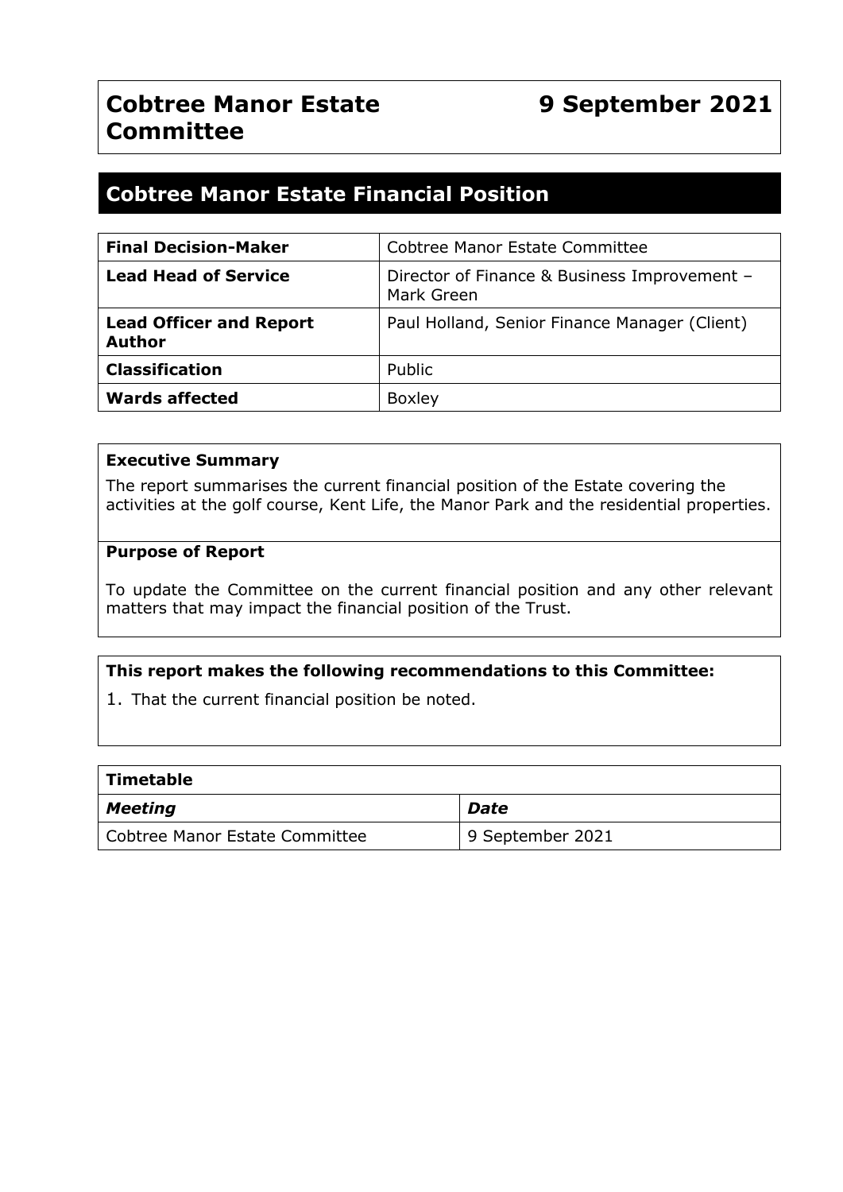# Cobtree Manor Estate Committee

**9 September 2021**

## Cobtree Manor Estate Financial Position

| **Final Decision-Maker** | Cobtree Manor Estate Committee |
|---|---|
| **Lead Head of Service** | Director of Finance & Business Improvement – Mark Green |
| **Lead Officer and Report Author** | Paul Holland, Senior Finance Manager (Client) |
| **Classification** | Public |
| **Wards affected** | Boxley |

**Executive Summary**

The report summarises the current financial position of the Estate covering the activities at the golf course, Kent Life, the Manor Park and the residential properties.

**Purpose of Report**

To update the Committee on the current financial position and any other relevant matters that may impact the financial position of the Trust.

**This report makes the following recommendations to this Committee:**

1. That the current financial position be noted.

| **Timetable** | |
|---|---|
| ***Meeting*** | ***Date*** |
| Cobtree Manor Estate Committee | 9 September 2021 |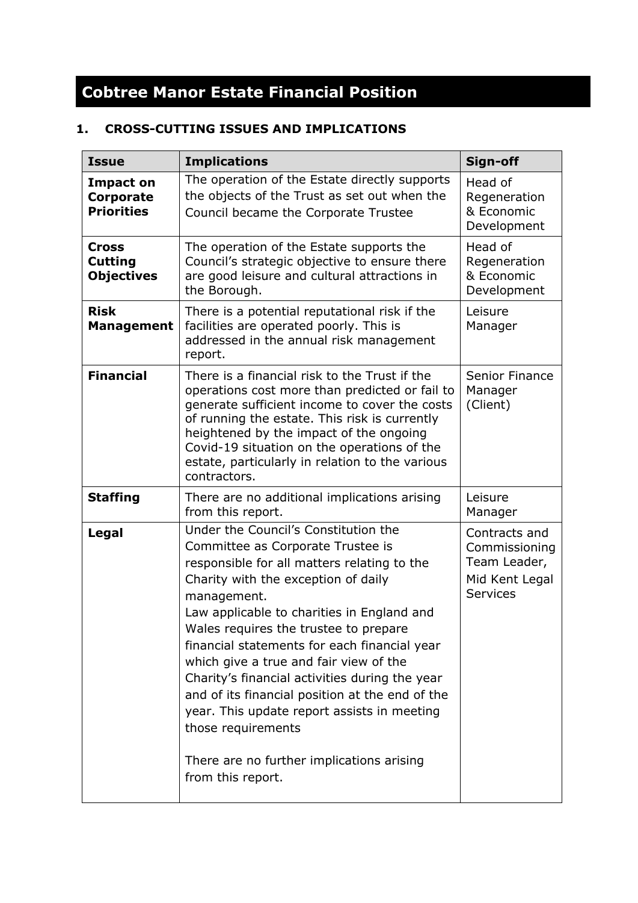# Cobtree Manor Estate Financial Position

## 1. CROSS-CUTTING ISSUES AND IMPLICATIONS

| Issue | Implications | Sign-off |
|---|---|---|
| **Impact on Corporate Priorities** | The operation of the Estate directly supports the objects of the Trust as set out when the Council became the Corporate Trustee | Head of Regeneration & Economic Development |
| **Cross Cutting Objectives** | The operation of the Estate supports the Council's strategic objective to ensure there are good leisure and cultural attractions in the Borough. | Head of Regeneration & Economic Development |
| **Risk Management** | There is a potential reputational risk if the facilities are operated poorly. This is addressed in the annual risk management report. | Leisure Manager |
| **Financial** | There is a financial risk to the Trust if the operations cost more than predicted or fail to generate sufficient income to cover the costs of running the estate. This risk is currently heightened by the impact of the ongoing Covid-19 situation on the operations of the estate, particularly in relation to the various contractors. | Senior Finance Manager (Client) |
| **Staffing** | There are no additional implications arising from this report. | Leisure Manager |
| **Legal** | Under the Council's Constitution the Committee as Corporate Trustee is responsible for all matters relating to the Charity with the exception of daily management.<br>Law applicable to charities in England and Wales requires the trustee to prepare financial statements for each financial year which give a true and fair view of the Charity's financial activities during the year and of its financial position at the end of the year. This update report assists in meeting those requirements<br><br>There are no further implications arising from this report. | Contracts and Commissioning Team Leader, Mid Kent Legal Services |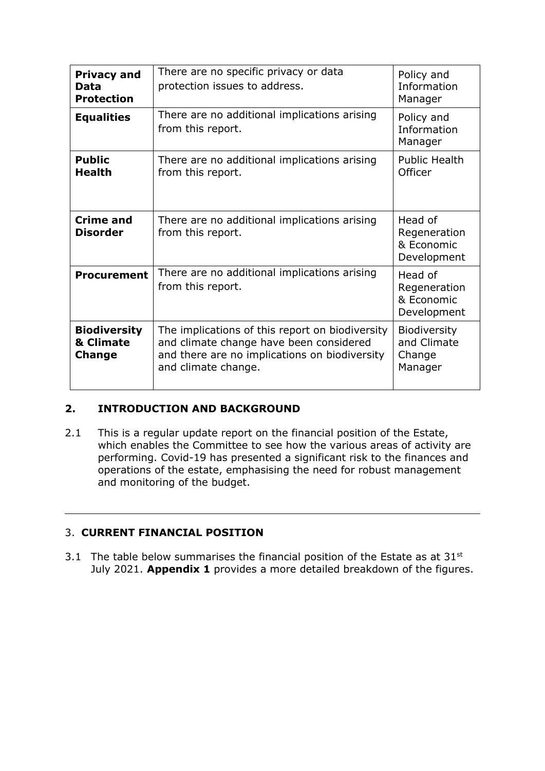| **Privacy and Data Protection** | There are no specific privacy or data protection issues to address. | Policy and Information Manager |
|---|---|---|
| **Equalities** | There are no additional implications arising from this report. | Policy and Information Manager |
| **Public Health** | There are no additional implications arising from this report. | Public Health Officer |
| **Crime and Disorder** | There are no additional implications arising from this report. | Head of Regeneration & Economic Development |
| **Procurement** | There are no additional implications arising from this report. | Head of Regeneration & Economic Development |
| **Biodiversity & Climate Change** | The implications of this report on biodiversity and climate change have been considered and there are no implications on biodiversity and climate change. | Biodiversity and Climate Change Manager |

## 2. INTRODUCTION AND BACKGROUND

2.1 This is a regular update report on the financial position of the Estate, which enables the Committee to see how the various areas of activity are performing. Covid-19 has presented a significant risk to the finances and operations of the estate, emphasising the need for robust management and monitoring of the budget.

---

## 3. CURRENT FINANCIAL POSITION

3.1 The table below summarises the financial position of the Estate as at 31st July 2021. **Appendix 1** provides a more detailed breakdown of the figures.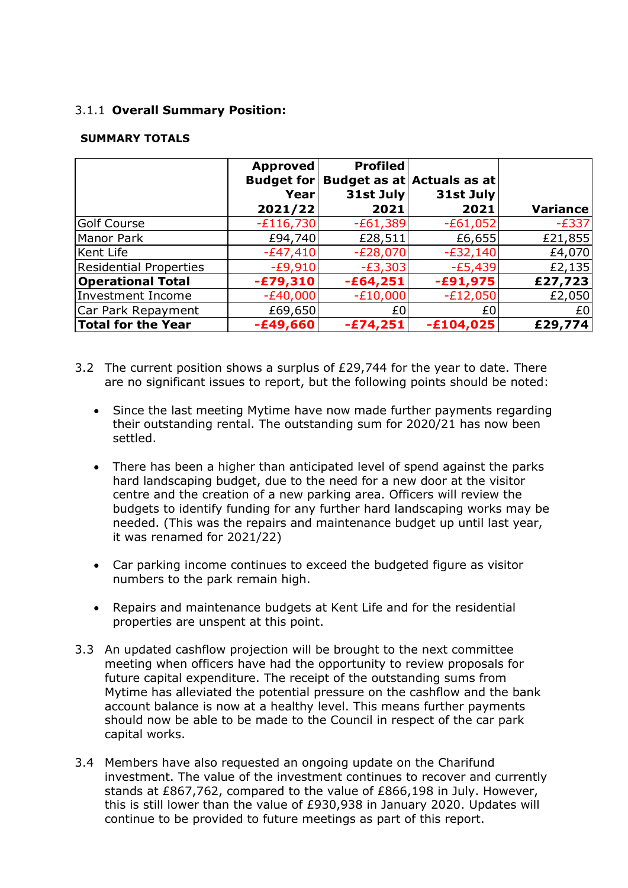3.1.1 **Overall Summary Position:**

**SUMMARY TOTALS**

| | Approved Budget for Year 2021/22 | Profiled Budget as at 31st July 2021 | Actuals as at 31st July 2021 | Variance |
|---|---|---|---|---|
| Golf Course | -£116,730 | -£61,389 | -£61,052 | -£337 |
| Manor Park | £94,740 | £28,511 | £6,655 | £21,855 |
| Kent Life | -£47,410 | -£28,070 | -£32,140 | £4,070 |
| Residential Properties | -£9,910 | -£3,303 | -£5,439 | £2,135 |
| **Operational Total** | **-£79,310** | **-£64,251** | **-£91,975** | **£27,723** |
| Investment Income | -£40,000 | -£10,000 | -£12,050 | £2,050 |
| Car Park Repayment | £69,650 | £0 | £0 | £0 |
| **Total for the Year** | **-£49,660** | **-£74,251** | **-£104,025** | **£29,774** |

3.2 The current position shows a surplus of £29,744 for the year to date. There are no significant issues to report, but the following points should be noted:

- Since the last meeting Mytime have now made further payments regarding their outstanding rental. The outstanding sum for 2020/21 has now been settled.

- There has been a higher than anticipated level of spend against the parks hard landscaping budget, due to the need for a new door at the visitor centre and the creation of a new parking area. Officers will review the budgets to identify funding for any further hard landscaping works may be needed. (This was the repairs and maintenance budget up until last year, it was renamed for 2021/22)

- Car parking income continues to exceed the budgeted figure as visitor numbers to the park remain high.

- Repairs and maintenance budgets at Kent Life and for the residential properties are unspent at this point.

3.3 An updated cashflow projection will be brought to the next committee meeting when officers have had the opportunity to review proposals for future capital expenditure. The receipt of the outstanding sums from Mytime has alleviated the potential pressure on the cashflow and the bank account balance is now at a healthy level. This means further payments should now be able to be made to the Council in respect of the car park capital works.

3.4 Members have also requested an ongoing update on the Charifund investment. The value of the investment continues to recover and currently stands at £867,762, compared to the value of £866,198 in July. However, this is still lower than the value of £930,938 in January 2020. Updates will continue to be provided to future meetings as part of this report.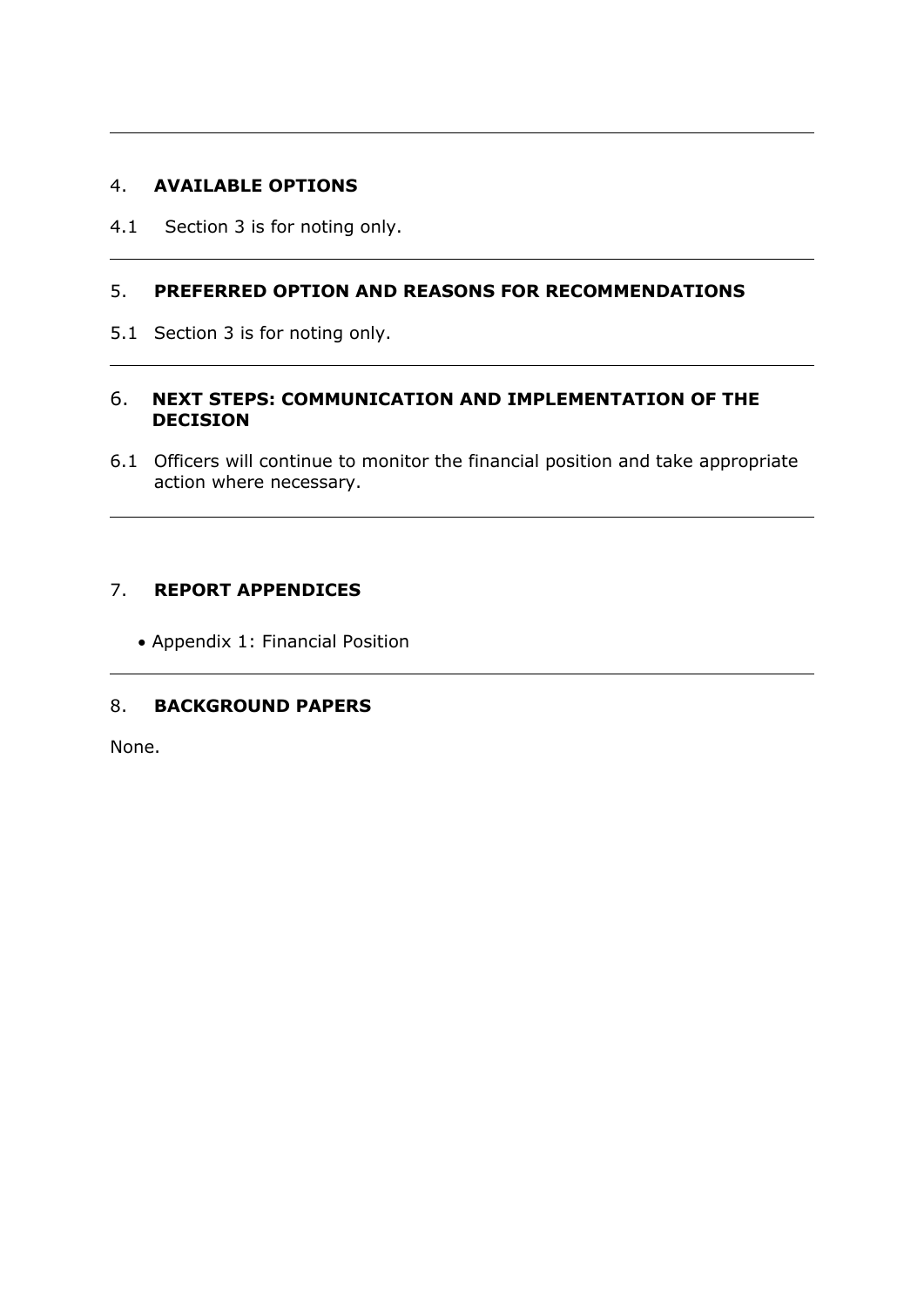## 4. AVAILABLE OPTIONS

4.1 Section 3 is for noting only.

## 5. PREFERRED OPTION AND REASONS FOR RECOMMENDATIONS

5.1 Section 3 is for noting only.

## 6. NEXT STEPS: COMMUNICATION AND IMPLEMENTATION OF THE DECISION

6.1 Officers will continue to monitor the financial position and take appropriate action where necessary.

## 7. REPORT APPENDICES

- Appendix 1: Financial Position

## 8. BACKGROUND PAPERS

None.